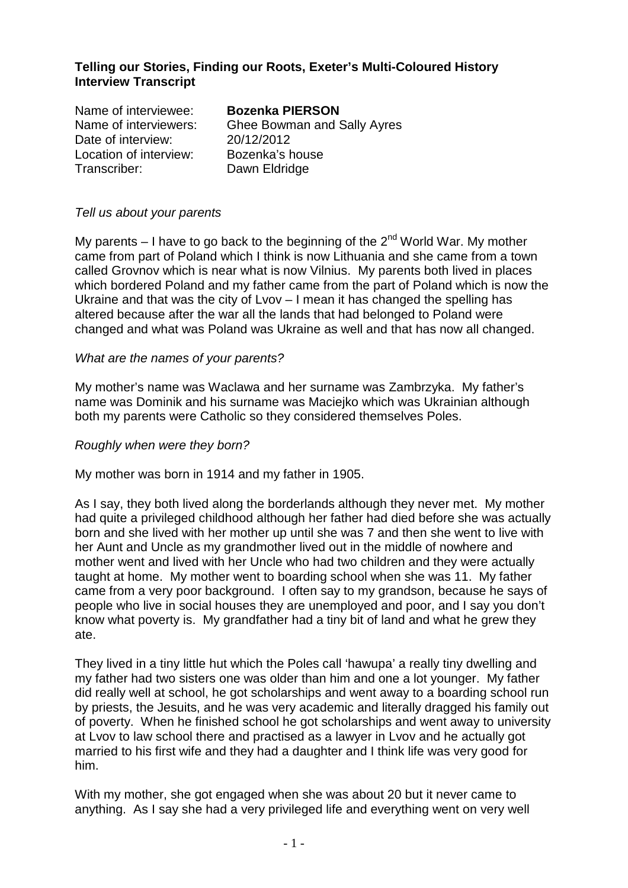**Telling our Stories, Finding our Roots, Exeter's Multi-Coloured History Interview Transcript**

Name of interviewee: **Bozenka PIERSON**
Name of interviewers: Ghee Bowman and Sally Ayres
Date of interview: 20/12/2012
Location of interview: Bozenka's house
Transcriber: Dawn Eldridge

*Tell us about your parents*

My parents – I have to go back to the beginning of the 2nd World War. My mother came from part of Poland which I think is now Lithuania and she came from a town called Grovnov which is near what is now Vilnius. My parents both lived in places which bordered Poland and my father came from the part of Poland which is now the Ukraine and that was the city of Lvov – I mean it has changed the spelling has altered because after the war all the lands that had belonged to Poland were changed and what was Poland was Ukraine as well and that has now all changed.

*What are the names of your parents?*

My mother's name was Waclawa and her surname was Zambrzyka. My father's name was Dominik and his surname was Maciejko which was Ukrainian although both my parents were Catholic so they considered themselves Poles.

*Roughly when were they born?*

My mother was born in 1914 and my father in 1905.

As I say, they both lived along the borderlands although they never met. My mother had quite a privileged childhood although her father had died before she was actually born and she lived with her mother up until she was 7 and then she went to live with her Aunt and Uncle as my grandmother lived out in the middle of nowhere and mother went and lived with her Uncle who had two children and they were actually taught at home. My mother went to boarding school when she was 11. My father came from a very poor background. I often say to my grandson, because he says of people who live in social houses they are unemployed and poor, and I say you don't know what poverty is. My grandfather had a tiny bit of land and what he grew they ate.

They lived in a tiny little hut which the Poles call 'hawupa' a really tiny dwelling and my father had two sisters one was older than him and one a lot younger. My father did really well at school, he got scholarships and went away to a boarding school run by priests, the Jesuits, and he was very academic and literally dragged his family out of poverty. When he finished school he got scholarships and went away to university at Lvov to law school there and practised as a lawyer in Lvov and he actually got married to his first wife and they had a daughter and I think life was very good for him.

With my mother, she got engaged when she was about 20 but it never came to anything. As I say she had a very privileged life and everything went on very well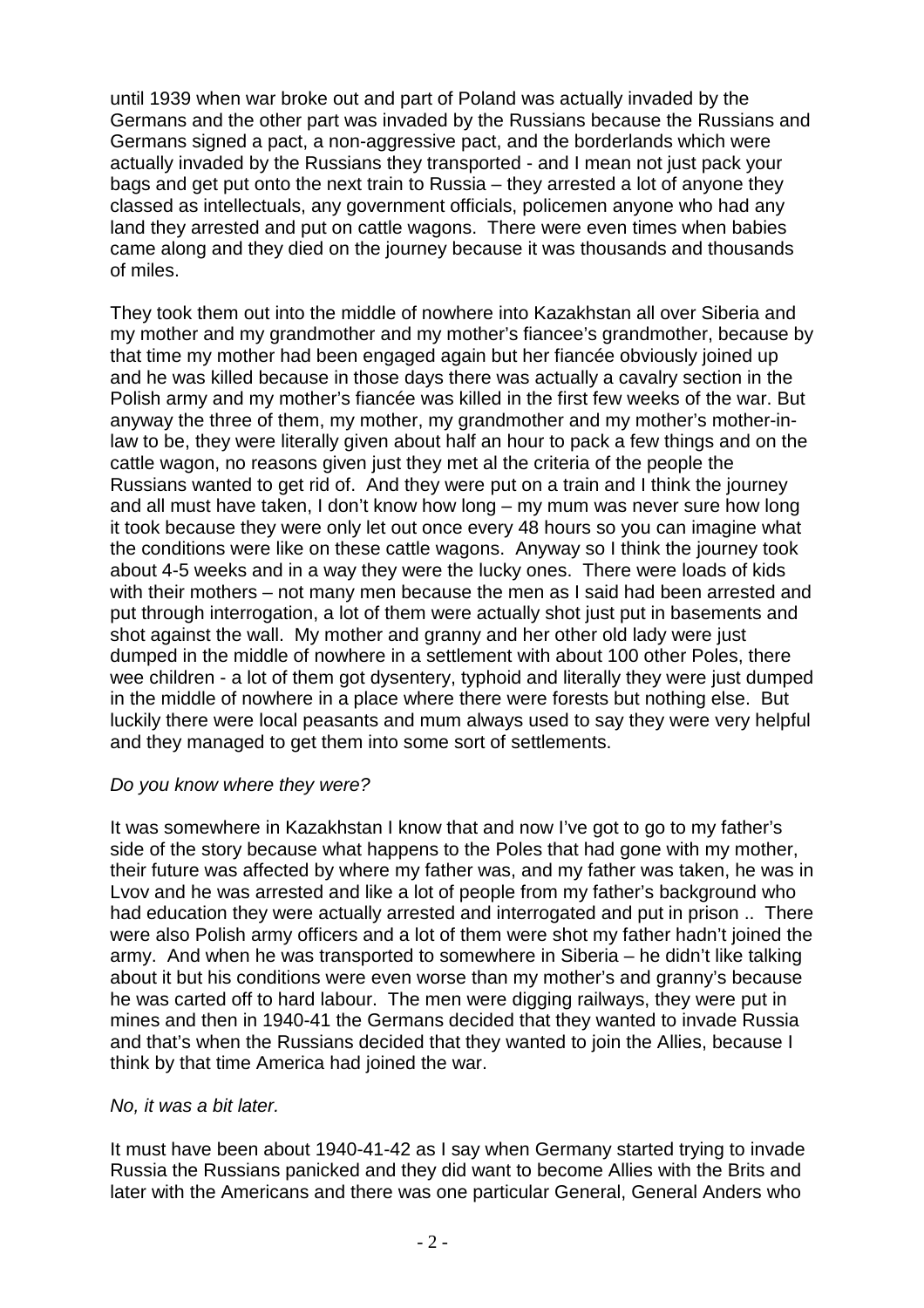until 1939 when war broke out and part of Poland was actually invaded by the Germans and the other part was invaded by the Russians because the Russians and Germans signed a pact, a non-aggressive pact, and the borderlands which were actually invaded by the Russians they transported - and I mean not just pack your bags and get put onto the next train to Russia – they arrested a lot of anyone they classed as intellectuals, any government officials, policemen anyone who had any land they arrested and put on cattle wagons. There were even times when babies came along and they died on the journey because it was thousands and thousands of miles.

They took them out into the middle of nowhere into Kazakhstan all over Siberia and my mother and my grandmother and my mother's fiancee's grandmother, because by that time my mother had been engaged again but her fiancée obviously joined up and he was killed because in those days there was actually a cavalry section in the Polish army and my mother's fiancée was killed in the first few weeks of the war. But anyway the three of them, my mother, my grandmother and my mother's mother-in-law to be, they were literally given about half an hour to pack a few things and on the cattle wagon, no reasons given just they met al the criteria of the people the Russians wanted to get rid of. And they were put on a train and I think the journey and all must have taken, I don't know how long – my mum was never sure how long it took because they were only let out once every 48 hours so you can imagine what the conditions were like on these cattle wagons. Anyway so I think the journey took about 4-5 weeks and in a way they were the lucky ones. There were loads of kids with their mothers – not many men because the men as I said had been arrested and put through interrogation, a lot of them were actually shot just put in basements and shot against the wall. My mother and granny and her other old lady were just dumped in the middle of nowhere in a settlement with about 100 other Poles, there wee children - a lot of them got dysentery, typhoid and literally they were just dumped in the middle of nowhere in a place where there were forests but nothing else. But luckily there were local peasants and mum always used to say they were very helpful and they managed to get them into some sort of settlements.

*Do you know where they were?*

It was somewhere in Kazakhstan I know that and now I've got to go to my father's side of the story because what happens to the Poles that had gone with my mother, their future was affected by where my father was, and my father was taken, he was in Lvov and he was arrested and like a lot of people from my father's background who had education they were actually arrested and interrogated and put in prison .. There were also Polish army officers and a lot of them were shot my father hadn't joined the army. And when he was transported to somewhere in Siberia – he didn't like talking about it but his conditions were even worse than my mother's and granny's because he was carted off to hard labour. The men were digging railways, they were put in mines and then in 1940-41 the Germans decided that they wanted to invade Russia and that's when the Russians decided that they wanted to join the Allies, because I think by that time America had joined the war.

*No, it was a bit later.*

It must have been about 1940-41-42 as I say when Germany started trying to invade Russia the Russians panicked and they did want to become Allies with the Brits and later with the Americans and there was one particular General, General Anders who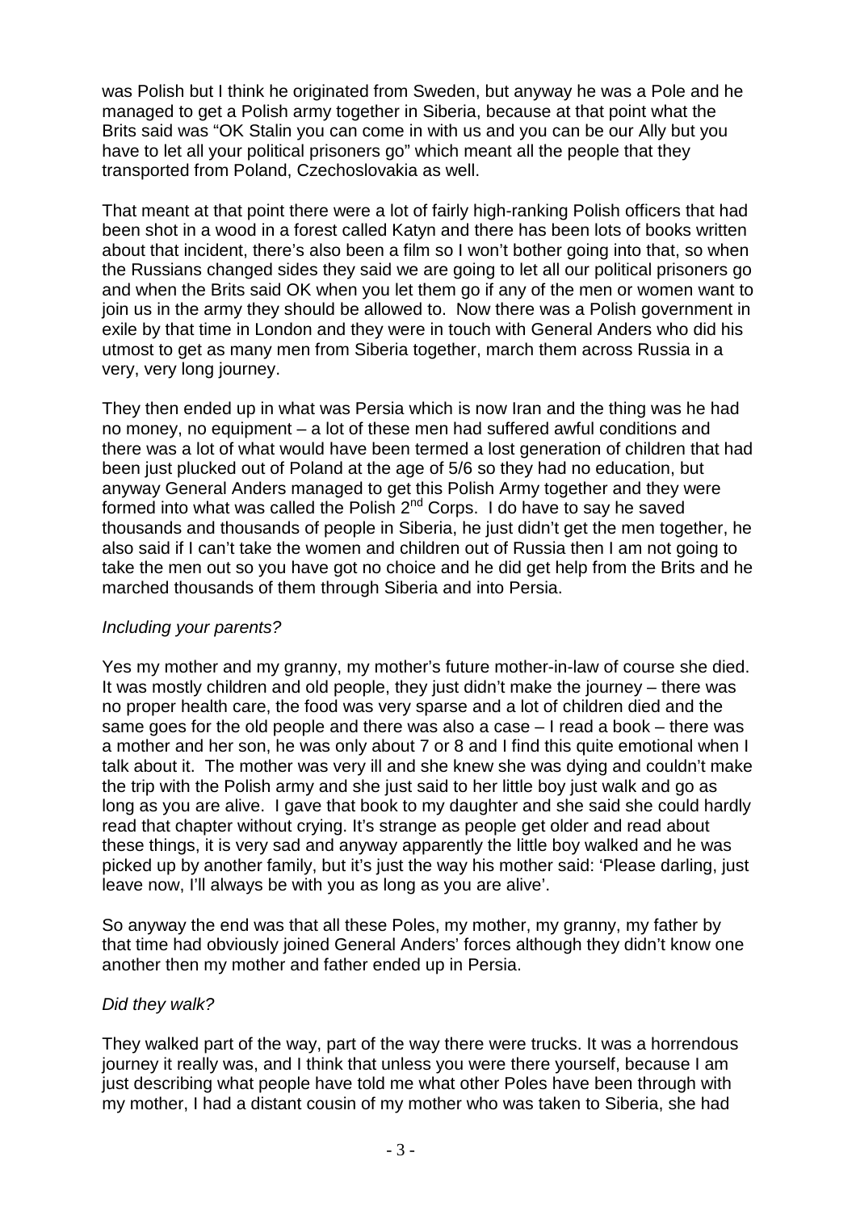was Polish but I think he originated from Sweden, but anyway he was a Pole and he managed to get a Polish army together in Siberia, because at that point what the Brits said was "OK Stalin you can come in with us and you can be our Ally but you have to let all your political prisoners go" which meant all the people that they transported from Poland, Czechoslovakia as well.

That meant at that point there were a lot of fairly high-ranking Polish officers that had been shot in a wood in a forest called Katyn and there has been lots of books written about that incident, there's also been a film so I won't bother going into that, so when the Russians changed sides they said we are going to let all our political prisoners go and when the Brits said OK when you let them go if any of the men or women want to join us in the army they should be allowed to. Now there was a Polish government in exile by that time in London and they were in touch with General Anders who did his utmost to get as many men from Siberia together, march them across Russia in a very, very long journey.

They then ended up in what was Persia which is now Iran and the thing was he had no money, no equipment – a lot of these men had suffered awful conditions and there was a lot of what would have been termed a lost generation of children that had been just plucked out of Poland at the age of 5/6 so they had no education, but anyway General Anders managed to get this Polish Army together and they were formed into what was called the Polish 2nd Corps. I do have to say he saved thousands and thousands of people in Siberia, he just didn't get the men together, he also said if I can't take the women and children out of Russia then I am not going to take the men out so you have got no choice and he did get help from the Brits and he marched thousands of them through Siberia and into Persia.

*Including your parents?*

Yes my mother and my granny, my mother's future mother-in-law of course she died. It was mostly children and old people, they just didn't make the journey – there was no proper health care, the food was very sparse and a lot of children died and the same goes for the old people and there was also a case – I read a book – there was a mother and her son, he was only about 7 or 8 and I find this quite emotional when I talk about it. The mother was very ill and she knew she was dying and couldn't make the trip with the Polish army and she just said to her little boy just walk and go as long as you are alive. I gave that book to my daughter and she said she could hardly read that chapter without crying. It's strange as people get older and read about these things, it is very sad and anyway apparently the little boy walked and he was picked up by another family, but it's just the way his mother said: 'Please darling, just leave now, I'll always be with you as long as you are alive'.

So anyway the end was that all these Poles, my mother, my granny, my father by that time had obviously joined General Anders' forces although they didn't know one another then my mother and father ended up in Persia.

*Did they walk?*

They walked part of the way, part of the way there were trucks. It was a horrendous journey it really was, and I think that unless you were there yourself, because I am just describing what people have told me what other Poles have been through with my mother, I had a distant cousin of my mother who was taken to Siberia, she had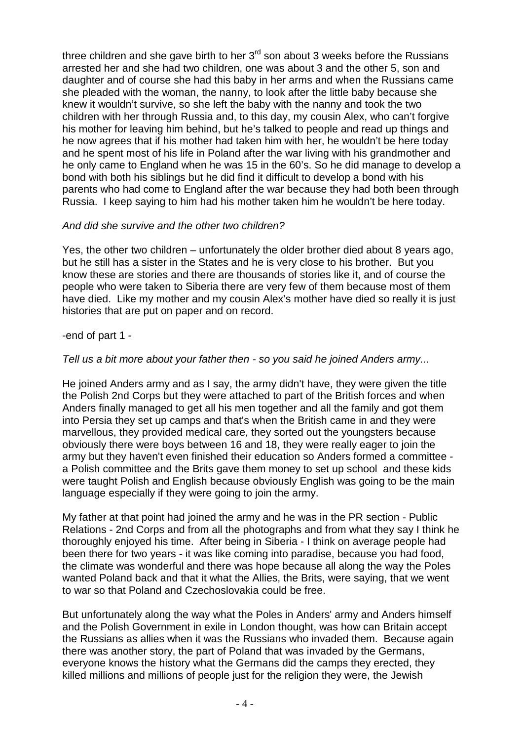three children and she gave birth to her 3rd son about 3 weeks before the Russians arrested her and she had two children, one was about 3 and the other 5, son and daughter and of course she had this baby in her arms and when the Russians came she pleaded with the woman, the nanny, to look after the little baby because she knew it wouldn't survive, so she left the baby with the nanny and took the two children with her through Russia and, to this day, my cousin Alex, who can't forgive his mother for leaving him behind, but he's talked to people and read up things and he now agrees that if his mother had taken him with her, he wouldn't be here today and he spent most of his life in Poland after the war living with his grandmother and he only came to England when he was 15 in the 60's. So he did manage to develop a bond with both his siblings but he did find it difficult to develop a bond with his parents who had come to England after the war because they had both been through Russia. I keep saying to him had his mother taken him he wouldn't be here today.

*And did she survive and the other two children?*

Yes, the other two children – unfortunately the older brother died about 8 years ago, but he still has a sister in the States and he is very close to his brother. But you know these are stories and there are thousands of stories like it, and of course the people who were taken to Siberia there are very few of them because most of them have died. Like my mother and my cousin Alex's mother have died so really it is just histories that are put on paper and on record.

-end of part 1 -

*Tell us a bit more about your father then - so you said he joined Anders army...*

He joined Anders army and as I say, the army didn't have, they were given the title the Polish 2nd Corps but they were attached to part of the British forces and when Anders finally managed to get all his men together and all the family and got them into Persia they set up camps and that's when the British came in and they were marvellous, they provided medical care, they sorted out the youngsters because obviously there were boys between 16 and 18, they were really eager to join the army but they haven't even finished their education so Anders formed a committee - a Polish committee and the Brits gave them money to set up school and these kids were taught Polish and English because obviously English was going to be the main language especially if they were going to join the army.

My father at that point had joined the army and he was in the PR section - Public Relations - 2nd Corps and from all the photographs and from what they say I think he thoroughly enjoyed his time. After being in Siberia - I think on average people had been there for two years - it was like coming into paradise, because you had food, the climate was wonderful and there was hope because all along the way the Poles wanted Poland back and that it what the Allies, the Brits, were saying, that we went to war so that Poland and Czechoslovakia could be free.

But unfortunately along the way what the Poles in Anders' army and Anders himself and the Polish Government in exile in London thought, was how can Britain accept the Russians as allies when it was the Russians who invaded them. Because again there was another story, the part of Poland that was invaded by the Germans, everyone knows the history what the Germans did the camps they erected, they killed millions and millions of people just for the religion they were, the Jewish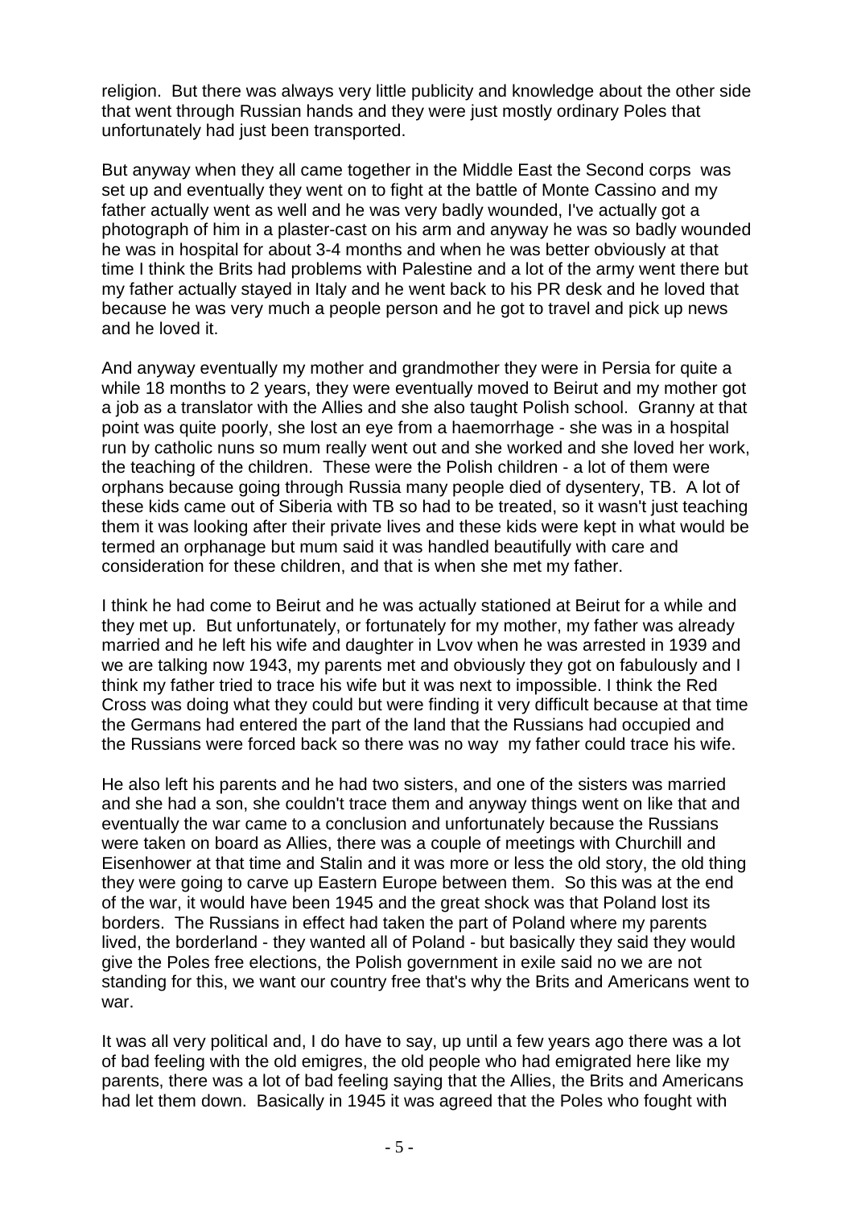religion. But there was always very little publicity and knowledge about the other side that went through Russian hands and they were just mostly ordinary Poles that unfortunately had just been transported.

But anyway when they all came together in the Middle East the Second corps was set up and eventually they went on to fight at the battle of Monte Cassino and my father actually went as well and he was very badly wounded, I've actually got a photograph of him in a plaster-cast on his arm and anyway he was so badly wounded he was in hospital for about 3-4 months and when he was better obviously at that time I think the Brits had problems with Palestine and a lot of the army went there but my father actually stayed in Italy and he went back to his PR desk and he loved that because he was very much a people person and he got to travel and pick up news and he loved it.

And anyway eventually my mother and grandmother they were in Persia for quite a while 18 months to 2 years, they were eventually moved to Beirut and my mother got a job as a translator with the Allies and she also taught Polish school. Granny at that point was quite poorly, she lost an eye from a haemorrhage - she was in a hospital run by catholic nuns so mum really went out and she worked and she loved her work, the teaching of the children. These were the Polish children - a lot of them were orphans because going through Russia many people died of dysentery, TB. A lot of these kids came out of Siberia with TB so had to be treated, so it wasn't just teaching them it was looking after their private lives and these kids were kept in what would be termed an orphanage but mum said it was handled beautifully with care and consideration for these children, and that is when she met my father.

I think he had come to Beirut and he was actually stationed at Beirut for a while and they met up. But unfortunately, or fortunately for my mother, my father was already married and he left his wife and daughter in Lvov when he was arrested in 1939 and we are talking now 1943, my parents met and obviously they got on fabulously and I think my father tried to trace his wife but it was next to impossible. I think the Red Cross was doing what they could but were finding it very difficult because at that time the Germans had entered the part of the land that the Russians had occupied and the Russians were forced back so there was no way my father could trace his wife.

He also left his parents and he had two sisters, and one of the sisters was married and she had a son, she couldn't trace them and anyway things went on like that and eventually the war came to a conclusion and unfortunately because the Russians were taken on board as Allies, there was a couple of meetings with Churchill and Eisenhower at that time and Stalin and it was more or less the old story, the old thing they were going to carve up Eastern Europe between them. So this was at the end of the war, it would have been 1945 and the great shock was that Poland lost its borders. The Russians in effect had taken the part of Poland where my parents lived, the borderland - they wanted all of Poland - but basically they said they would give the Poles free elections, the Polish government in exile said no we are not standing for this, we want our country free that's why the Brits and Americans went to war.

It was all very political and, I do have to say, up until a few years ago there was a lot of bad feeling with the old emigres, the old people who had emigrated here like my parents, there was a lot of bad feeling saying that the Allies, the Brits and Americans had let them down. Basically in 1945 it was agreed that the Poles who fought with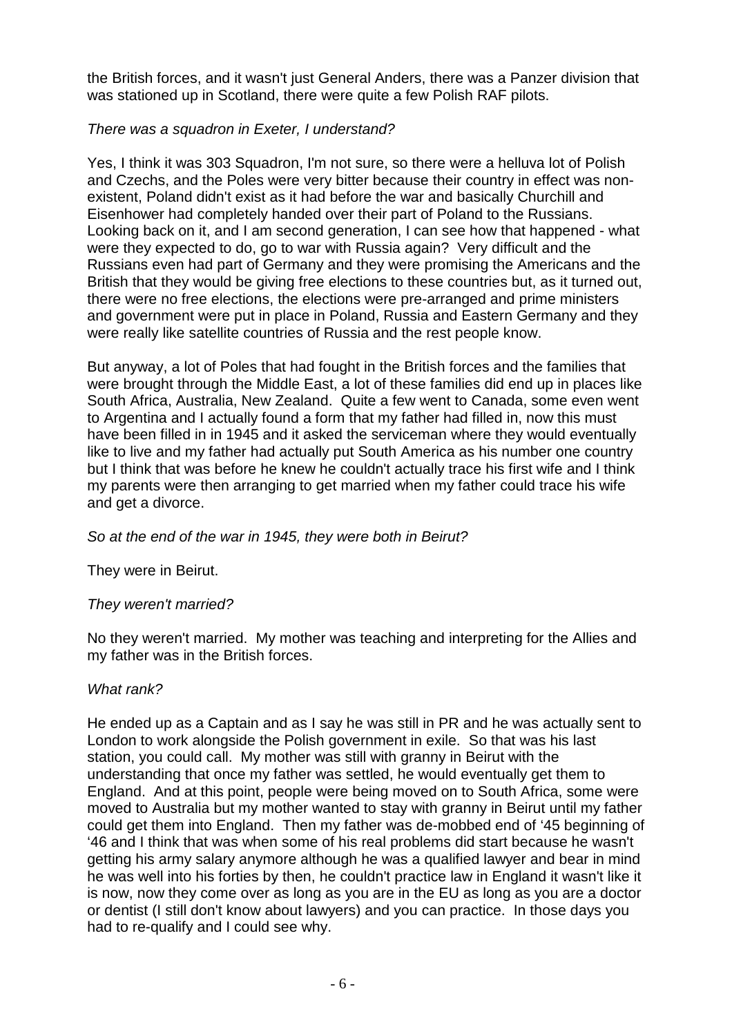the British forces, and it wasn't just General Anders, there was a Panzer division that was stationed up in Scotland, there were quite a few Polish RAF pilots.

*There was a squadron in Exeter, I understand?*

Yes, I think it was 303 Squadron, I'm not sure, so there were a helluva lot of Polish and Czechs, and the Poles were very bitter because their country in effect was non-existent, Poland didn't exist as it had before the war and basically Churchill and Eisenhower had completely handed over their part of Poland to the Russians. Looking back on it, and I am second generation, I can see how that happened - what were they expected to do, go to war with Russia again? Very difficult and the Russians even had part of Germany and they were promising the Americans and the British that they would be giving free elections to these countries but, as it turned out, there were no free elections, the elections were pre-arranged and prime ministers and government were put in place in Poland, Russia and Eastern Germany and they were really like satellite countries of Russia and the rest people know.

But anyway, a lot of Poles that had fought in the British forces and the families that were brought through the Middle East, a lot of these families did end up in places like South Africa, Australia, New Zealand. Quite a few went to Canada, some even went to Argentina and I actually found a form that my father had filled in, now this must have been filled in in 1945 and it asked the serviceman where they would eventually like to live and my father had actually put South America as his number one country but I think that was before he knew he couldn't actually trace his first wife and I think my parents were then arranging to get married when my father could trace his wife and get a divorce.

*So at the end of the war in 1945, they were both in Beirut?*

They were in Beirut.

*They weren't married?*

No they weren't married. My mother was teaching and interpreting for the Allies and my father was in the British forces.

*What rank?*

He ended up as a Captain and as I say he was still in PR and he was actually sent to London to work alongside the Polish government in exile. So that was his last station, you could call. My mother was still with granny in Beirut with the understanding that once my father was settled, he would eventually get them to England. And at this point, people were being moved on to South Africa, some were moved to Australia but my mother wanted to stay with granny in Beirut until my father could get them into England. Then my father was de-mobbed end of '45 beginning of '46 and I think that was when some of his real problems did start because he wasn't getting his army salary anymore although he was a qualified lawyer and bear in mind he was well into his forties by then, he couldn't practice law in England it wasn't like it is now, now they come over as long as you are in the EU as long as you are a doctor or dentist (I still don't know about lawyers) and you can practice. In those days you had to re-qualify and I could see why.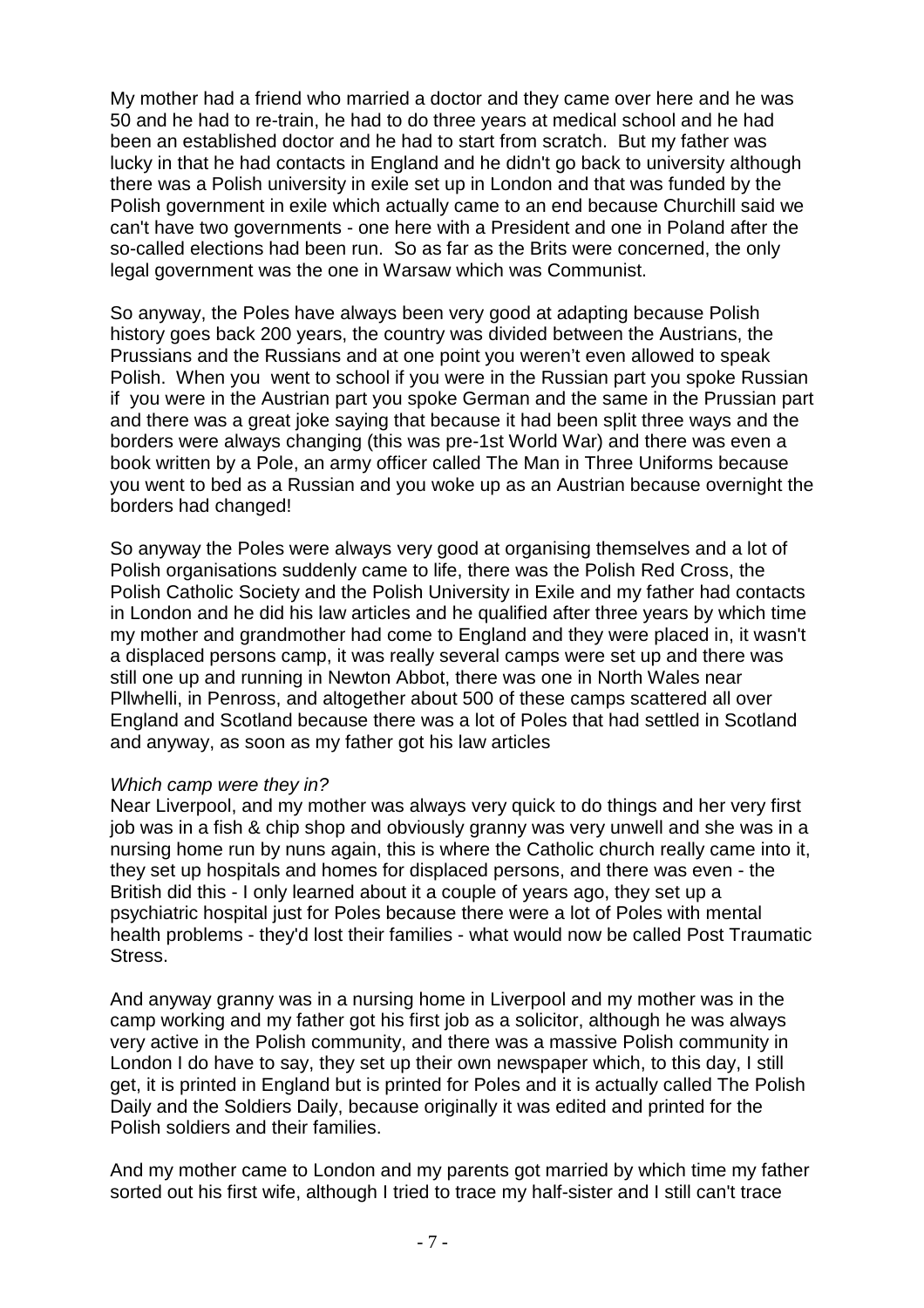My mother had a friend who married a doctor and they came over here and he was 50 and he had to re-train, he had to do three years at medical school and he had been an established doctor and he had to start from scratch. But my father was lucky in that he had contacts in England and he didn't go back to university although there was a Polish university in exile set up in London and that was funded by the Polish government in exile which actually came to an end because Churchill said we can't have two governments - one here with a President and one in Poland after the so-called elections had been run. So as far as the Brits were concerned, the only legal government was the one in Warsaw which was Communist.

So anyway, the Poles have always been very good at adapting because Polish history goes back 200 years, the country was divided between the Austrians, the Prussians and the Russians and at one point you weren't even allowed to speak Polish. When you went to school if you were in the Russian part you spoke Russian if you were in the Austrian part you spoke German and the same in the Prussian part and there was a great joke saying that because it had been split three ways and the borders were always changing (this was pre-1st World War) and there was even a book written by a Pole, an army officer called The Man in Three Uniforms because you went to bed as a Russian and you woke up as an Austrian because overnight the borders had changed!

So anyway the Poles were always very good at organising themselves and a lot of Polish organisations suddenly came to life, there was the Polish Red Cross, the Polish Catholic Society and the Polish University in Exile and my father had contacts in London and he did his law articles and he qualified after three years by which time my mother and grandmother had come to England and they were placed in, it wasn't a displaced persons camp, it was really several camps were set up and there was still one up and running in Newton Abbot, there was one in North Wales near Pllwhelli, in Penross, and altogether about 500 of these camps scattered all over England and Scotland because there was a lot of Poles that had settled in Scotland and anyway, as soon as my father got his law articles

*Which camp were they in?*

Near Liverpool, and my mother was always very quick to do things and her very first job was in a fish & chip shop and obviously granny was very unwell and she was in a nursing home run by nuns again, this is where the Catholic church really came into it, they set up hospitals and homes for displaced persons, and there was even - the British did this - I only learned about it a couple of years ago, they set up a psychiatric hospital just for Poles because there were a lot of Poles with mental health problems - they'd lost their families - what would now be called Post Traumatic Stress.

And anyway granny was in a nursing home in Liverpool and my mother was in the camp working and my father got his first job as a solicitor, although he was always very active in the Polish community, and there was a massive Polish community in London I do have to say, they set up their own newspaper which, to this day, I still get, it is printed in England but is printed for Poles and it is actually called The Polish Daily and the Soldiers Daily, because originally it was edited and printed for the Polish soldiers and their families.

And my mother came to London and my parents got married by which time my father sorted out his first wife, although I tried to trace my half-sister and I still can't trace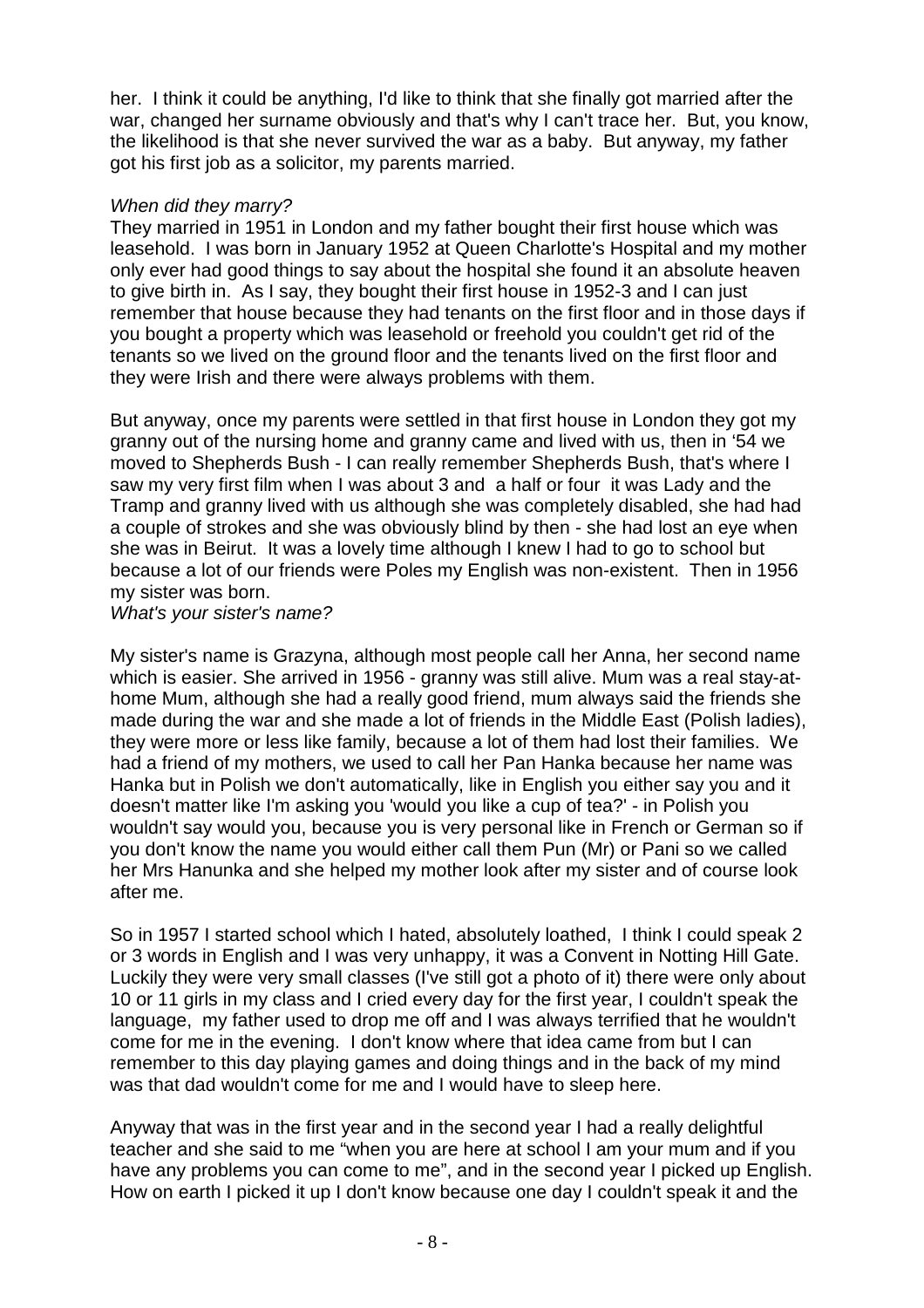her. I think it could be anything, I'd like to think that she finally got married after the war, changed her surname obviously and that's why I can't trace her. But, you know, the likelihood is that she never survived the war as a baby. But anyway, my father got his first job as a solicitor, my parents married.

*When did they marry?*

They married in 1951 in London and my father bought their first house which was leasehold. I was born in January 1952 at Queen Charlotte's Hospital and my mother only ever had good things to say about the hospital she found it an absolute heaven to give birth in. As I say, they bought their first house in 1952-3 and I can just remember that house because they had tenants on the first floor and in those days if you bought a property which was leasehold or freehold you couldn't get rid of the tenants so we lived on the ground floor and the tenants lived on the first floor and they were Irish and there were always problems with them.

But anyway, once my parents were settled in that first house in London they got my granny out of the nursing home and granny came and lived with us, then in '54 we moved to Shepherds Bush - I can really remember Shepherds Bush, that's where I saw my very first film when I was about 3 and a half or four it was Lady and the Tramp and granny lived with us although she was completely disabled, she had had a couple of strokes and she was obviously blind by then - she had lost an eye when she was in Beirut. It was a lovely time although I knew I had to go to school but because a lot of our friends were Poles my English was non-existent. Then in 1956 my sister was born.

*What's your sister's name?*

My sister's name is Grazyna, although most people call her Anna, her second name which is easier. She arrived in 1956 - granny was still alive. Mum was a real stay-at-home Mum, although she had a really good friend, mum always said the friends she made during the war and she made a lot of friends in the Middle East (Polish ladies), they were more or less like family, because a lot of them had lost their families. We had a friend of my mothers, we used to call her Pan Hanka because her name was Hanka but in Polish we don't automatically, like in English you either say you and it doesn't matter like I'm asking you 'would you like a cup of tea?' - in Polish you wouldn't say would you, because you is very personal like in French or German so if you don't know the name you would either call them Pun (Mr) or Pani so we called her Mrs Hanunka and she helped my mother look after my sister and of course look after me.

So in 1957 I started school which I hated, absolutely loathed, I think I could speak 2 or 3 words in English and I was very unhappy, it was a Convent in Notting Hill Gate. Luckily they were very small classes (I've still got a photo of it) there were only about 10 or 11 girls in my class and I cried every day for the first year, I couldn't speak the language, my father used to drop me off and I was always terrified that he wouldn't come for me in the evening. I don't know where that idea came from but I can remember to this day playing games and doing things and in the back of my mind was that dad wouldn't come for me and I would have to sleep here.

Anyway that was in the first year and in the second year I had a really delightful teacher and she said to me "when you are here at school I am your mum and if you have any problems you can come to me", and in the second year I picked up English. How on earth I picked it up I don't know because one day I couldn't speak it and the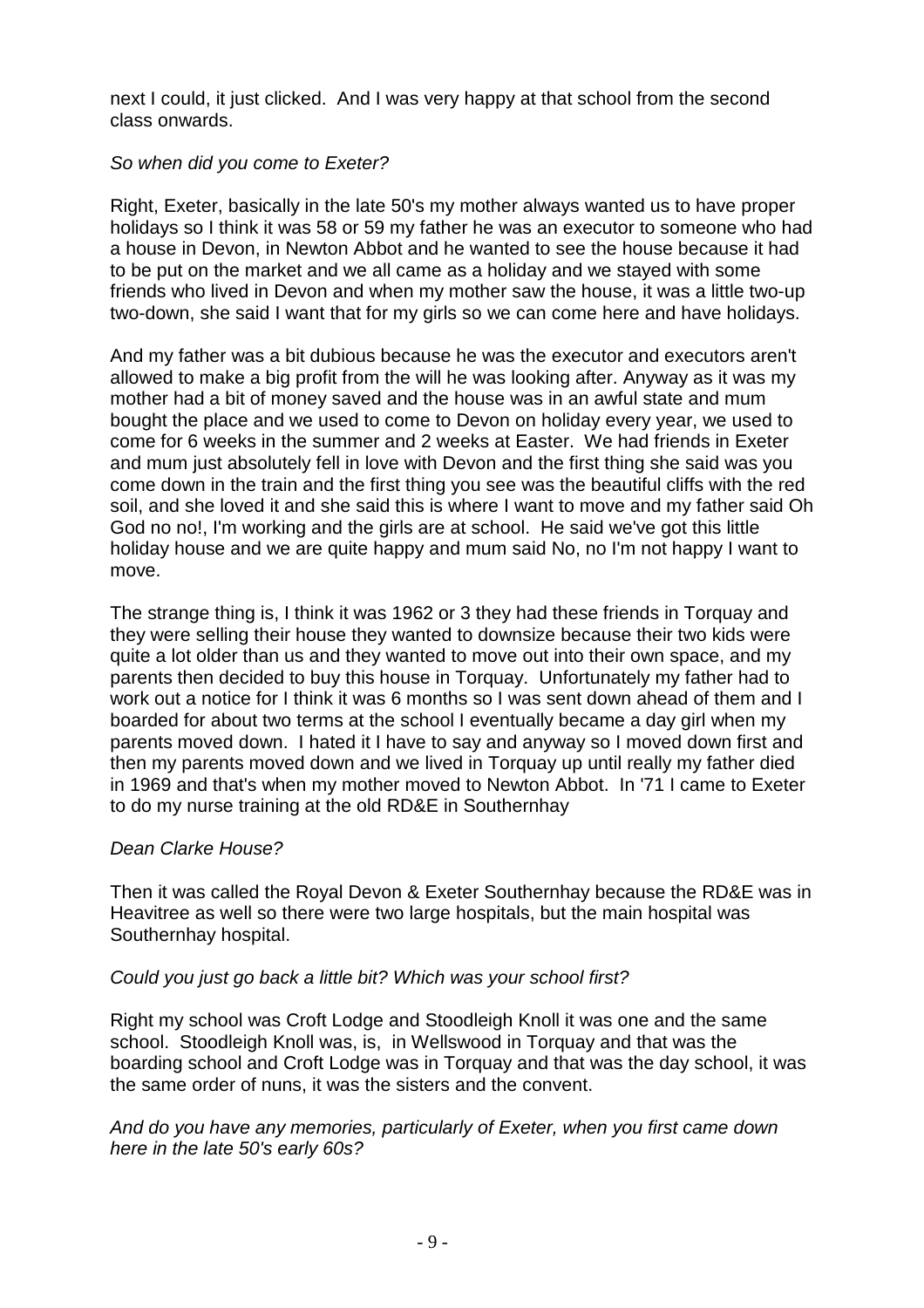next I could, it just clicked. And I was very happy at that school from the second class onwards.

*So when did you come to Exeter?*

Right, Exeter, basically in the late 50's my mother always wanted us to have proper holidays so I think it was 58 or 59 my father he was an executor to someone who had a house in Devon, in Newton Abbot and he wanted to see the house because it had to be put on the market and we all came as a holiday and we stayed with some friends who lived in Devon and when my mother saw the house, it was a little two-up two-down, she said I want that for my girls so we can come here and have holidays.

And my father was a bit dubious because he was the executor and executors aren't allowed to make a big profit from the will he was looking after. Anyway as it was my mother had a bit of money saved and the house was in an awful state and mum bought the place and we used to come to Devon on holiday every year, we used to come for 6 weeks in the summer and 2 weeks at Easter. We had friends in Exeter and mum just absolutely fell in love with Devon and the first thing she said was you come down in the train and the first thing you see was the beautiful cliffs with the red soil, and she loved it and she said this is where I want to move and my father said Oh God no no!, I'm working and the girls are at school. He said we've got this little holiday house and we are quite happy and mum said No, no I'm not happy I want to move.

The strange thing is, I think it was 1962 or 3 they had these friends in Torquay and they were selling their house they wanted to downsize because their two kids were quite a lot older than us and they wanted to move out into their own space, and my parents then decided to buy this house in Torquay. Unfortunately my father had to work out a notice for I think it was 6 months so I was sent down ahead of them and I boarded for about two terms at the school I eventually became a day girl when my parents moved down. I hated it I have to say and anyway so I moved down first and then my parents moved down and we lived in Torquay up until really my father died in 1969 and that's when my mother moved to Newton Abbot. In '71 I came to Exeter to do my nurse training at the old RD&E in Southernhay

*Dean Clarke House?*

Then it was called the Royal Devon & Exeter Southernhay because the RD&E was in Heavitree as well so there were two large hospitals, but the main hospital was Southernhay hospital.

*Could you just go back a little bit? Which was your school first?*

Right my school was Croft Lodge and Stoodleigh Knoll it was one and the same school. Stoodleigh Knoll was, is, in Wellswood in Torquay and that was the boarding school and Croft Lodge was in Torquay and that was the day school, it was the same order of nuns, it was the sisters and the convent.

*And do you have any memories, particularly of Exeter, when you first came down here in the late 50's early 60s?*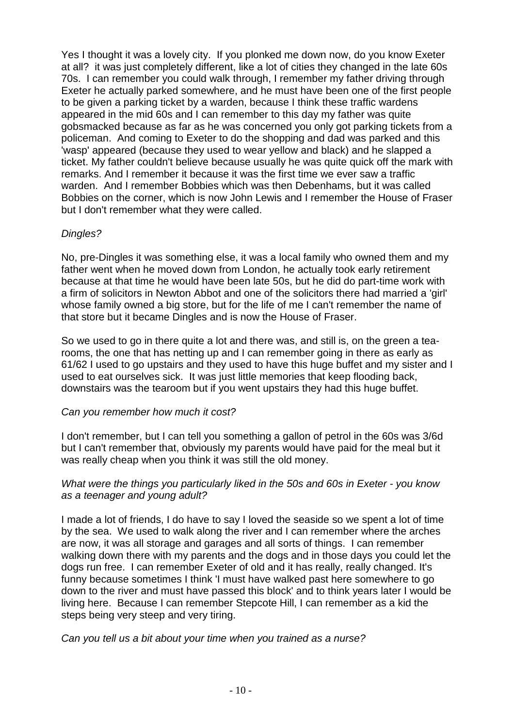Yes I thought it was a lovely city. If you plonked me down now, do you know Exeter at all? it was just completely different, like a lot of cities they changed in the late 60s 70s. I can remember you could walk through, I remember my father driving through Exeter he actually parked somewhere, and he must have been one of the first people to be given a parking ticket by a warden, because I think these traffic wardens appeared in the mid 60s and I can remember to this day my father was quite gobsmacked because as far as he was concerned you only got parking tickets from a policeman. And coming to Exeter to do the shopping and dad was parked and this 'wasp' appeared (because they used to wear yellow and black) and he slapped a ticket. My father couldn't believe because usually he was quite quick off the mark with remarks. And I remember it because it was the first time we ever saw a traffic warden. And I remember Bobbies which was then Debenhams, but it was called Bobbies on the corner, which is now John Lewis and I remember the House of Fraser but I don't remember what they were called.

*Dingles?*

No, pre-Dingles it was something else, it was a local family who owned them and my father went when he moved down from London, he actually took early retirement because at that time he would have been late 50s, but he did do part-time work with a firm of solicitors in Newton Abbot and one of the solicitors there had married a 'girl' whose family owned a big store, but for the life of me I can't remember the name of that store but it became Dingles and is now the House of Fraser.

So we used to go in there quite a lot and there was, and still is, on the green a tea-rooms, the one that has netting up and I can remember going in there as early as 61/62 I used to go upstairs and they used to have this huge buffet and my sister and I used to eat ourselves sick. It was just little memories that keep flooding back, downstairs was the tearoom but if you went upstairs they had this huge buffet.

*Can you remember how much it cost?*

I don't remember, but I can tell you something a gallon of petrol in the 60s was 3/6d but I can't remember that, obviously my parents would have paid for the meal but it was really cheap when you think it was still the old money.

*What were the things you particularly liked in the 50s and 60s in Exeter - you know as a teenager and young adult?*

I made a lot of friends, I do have to say I loved the seaside so we spent a lot of time by the sea. We used to walk along the river and I can remember where the arches are now, it was all storage and garages and all sorts of things. I can remember walking down there with my parents and the dogs and in those days you could let the dogs run free. I can remember Exeter of old and it has really, really changed. It's funny because sometimes I think 'I must have walked past here somewhere to go down to the river and must have passed this block' and to think years later I would be living here. Because I can remember Stepcote Hill, I can remember as a kid the steps being very steep and very tiring.

*Can you tell us a bit about your time when you trained as a nurse?*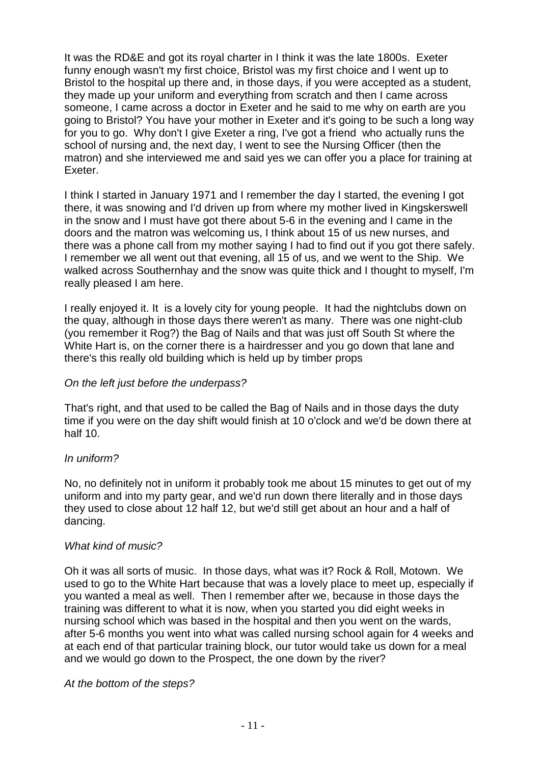It was the RD&E and got its royal charter in I think it was the late 1800s. Exeter funny enough wasn't my first choice, Bristol was my first choice and I went up to Bristol to the hospital up there and, in those days, if you were accepted as a student, they made up your uniform and everything from scratch and then I came across someone, I came across a doctor in Exeter and he said to me why on earth are you going to Bristol? You have your mother in Exeter and it's going to be such a long way for you to go. Why don't I give Exeter a ring, I've got a friend who actually runs the school of nursing and, the next day, I went to see the Nursing Officer (then the matron) and she interviewed me and said yes we can offer you a place for training at Exeter.

I think I started in January 1971 and I remember the day I started, the evening I got there, it was snowing and I'd driven up from where my mother lived in Kingskerswell in the snow and I must have got there about 5-6 in the evening and I came in the doors and the matron was welcoming us, I think about 15 of us new nurses, and there was a phone call from my mother saying I had to find out if you got there safely. I remember we all went out that evening, all 15 of us, and we went to the Ship. We walked across Southernhay and the snow was quite thick and I thought to myself, I'm really pleased I am here.

I really enjoyed it. It is a lovely city for young people. It had the nightclubs down on the quay, although in those days there weren't as many. There was one night-club (you remember it Rog?) the Bag of Nails and that was just off South St where the White Hart is, on the corner there is a hairdresser and you go down that lane and there's this really old building which is held up by timber props

*On the left just before the underpass?*

That's right, and that used to be called the Bag of Nails and in those days the duty time if you were on the day shift would finish at 10 o'clock and we'd be down there at half 10.

*In uniform?*

No, no definitely not in uniform it probably took me about 15 minutes to get out of my uniform and into my party gear, and we'd run down there literally and in those days they used to close about 12 half 12, but we'd still get about an hour and a half of dancing.

*What kind of music?*

Oh it was all sorts of music. In those days, what was it? Rock & Roll, Motown. We used to go to the White Hart because that was a lovely place to meet up, especially if you wanted a meal as well. Then I remember after we, because in those days the training was different to what it is now, when you started you did eight weeks in nursing school which was based in the hospital and then you went on the wards, after 5-6 months you went into what was called nursing school again for 4 weeks and at each end of that particular training block, our tutor would take us down for a meal and we would go down to the Prospect, the one down by the river?

*At the bottom of the steps?*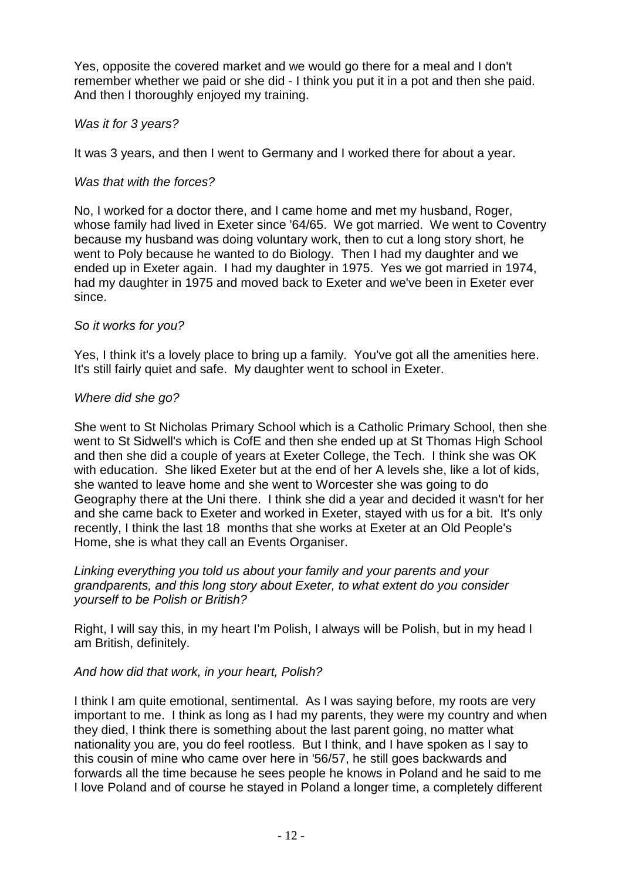Yes, opposite the covered market and we would go there for a meal and I don't remember whether we paid or she did - I think you put it in a pot and then she paid. And then I thoroughly enjoyed my training.

*Was it for 3 years?*

It was 3 years, and then I went to Germany and I worked there for about a year.

*Was that with the forces?*

No, I worked for a doctor there, and I came home and met my husband, Roger, whose family had lived in Exeter since '64/65. We got married. We went to Coventry because my husband was doing voluntary work, then to cut a long story short, he went to Poly because he wanted to do Biology. Then I had my daughter and we ended up in Exeter again. I had my daughter in 1975. Yes we got married in 1974, had my daughter in 1975 and moved back to Exeter and we've been in Exeter ever since.

*So it works for you?*

Yes, I think it's a lovely place to bring up a family. You've got all the amenities here. It's still fairly quiet and safe. My daughter went to school in Exeter.

*Where did she go?*

She went to St Nicholas Primary School which is a Catholic Primary School, then she went to St Sidwell's which is CofE and then she ended up at St Thomas High School and then she did a couple of years at Exeter College, the Tech. I think she was OK with education. She liked Exeter but at the end of her A levels she, like a lot of kids, she wanted to leave home and she went to Worcester she was going to do Geography there at the Uni there. I think she did a year and decided it wasn't for her and she came back to Exeter and worked in Exeter, stayed with us for a bit. It's only recently, I think the last 18 months that she works at Exeter at an Old People's Home, she is what they call an Events Organiser.

*Linking everything you told us about your family and your parents and your grandparents, and this long story about Exeter, to what extent do you consider yourself to be Polish or British?*

Right, I will say this, in my heart I'm Polish, I always will be Polish, but in my head I am British, definitely.

*And how did that work, in your heart, Polish?*

I think I am quite emotional, sentimental. As I was saying before, my roots are very important to me. I think as long as I had my parents, they were my country and when they died, I think there is something about the last parent going, no matter what nationality you are, you do feel rootless. But I think, and I have spoken as I say to this cousin of mine who came over here in '56/57, he still goes backwards and forwards all the time because he sees people he knows in Poland and he said to me I love Poland and of course he stayed in Poland a longer time, a completely different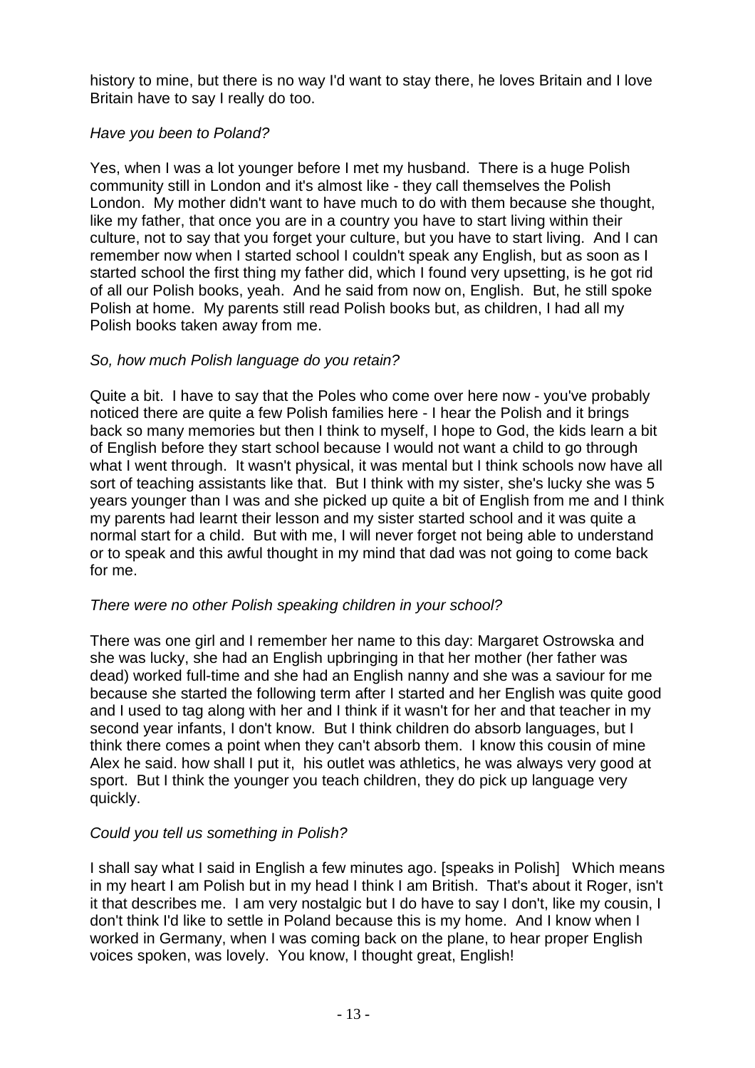history to mine, but there is no way I'd want to stay there, he loves Britain and I love Britain have to say I really do too.

*Have you been to Poland?*

Yes, when I was a lot younger before I met my husband. There is a huge Polish community still in London and it's almost like - they call themselves the Polish London. My mother didn't want to have much to do with them because she thought, like my father, that once you are in a country you have to start living within their culture, not to say that you forget your culture, but you have to start living. And I can remember now when I started school I couldn't speak any English, but as soon as I started school the first thing my father did, which I found very upsetting, is he got rid of all our Polish books, yeah. And he said from now on, English. But, he still spoke Polish at home. My parents still read Polish books but, as children, I had all my Polish books taken away from me.

*So, how much Polish language do you retain?*

Quite a bit. I have to say that the Poles who come over here now - you've probably noticed there are quite a few Polish families here - I hear the Polish and it brings back so many memories but then I think to myself, I hope to God, the kids learn a bit of English before they start school because I would not want a child to go through what I went through. It wasn't physical, it was mental but I think schools now have all sort of teaching assistants like that. But I think with my sister, she's lucky she was 5 years younger than I was and she picked up quite a bit of English from me and I think my parents had learnt their lesson and my sister started school and it was quite a normal start for a child. But with me, I will never forget not being able to understand or to speak and this awful thought in my mind that dad was not going to come back for me.

*There were no other Polish speaking children in your school?*

There was one girl and I remember her name to this day: Margaret Ostrowska and she was lucky, she had an English upbringing in that her mother (her father was dead) worked full-time and she had an English nanny and she was a saviour for me because she started the following term after I started and her English was quite good and I used to tag along with her and I think if it wasn't for her and that teacher in my second year infants, I don't know. But I think children do absorb languages, but I think there comes a point when they can't absorb them. I know this cousin of mine Alex he said. how shall I put it, his outlet was athletics, he was always very good at sport. But I think the younger you teach children, they do pick up language very quickly.

*Could you tell us something in Polish?*

I shall say what I said in English a few minutes ago. [speaks in Polish] Which means in my heart I am Polish but in my head I think I am British. That's about it Roger, isn't it that describes me. I am very nostalgic but I do have to say I don't, like my cousin, I don't think I'd like to settle in Poland because this is my home. And I know when I worked in Germany, when I was coming back on the plane, to hear proper English voices spoken, was lovely. You know, I thought great, English!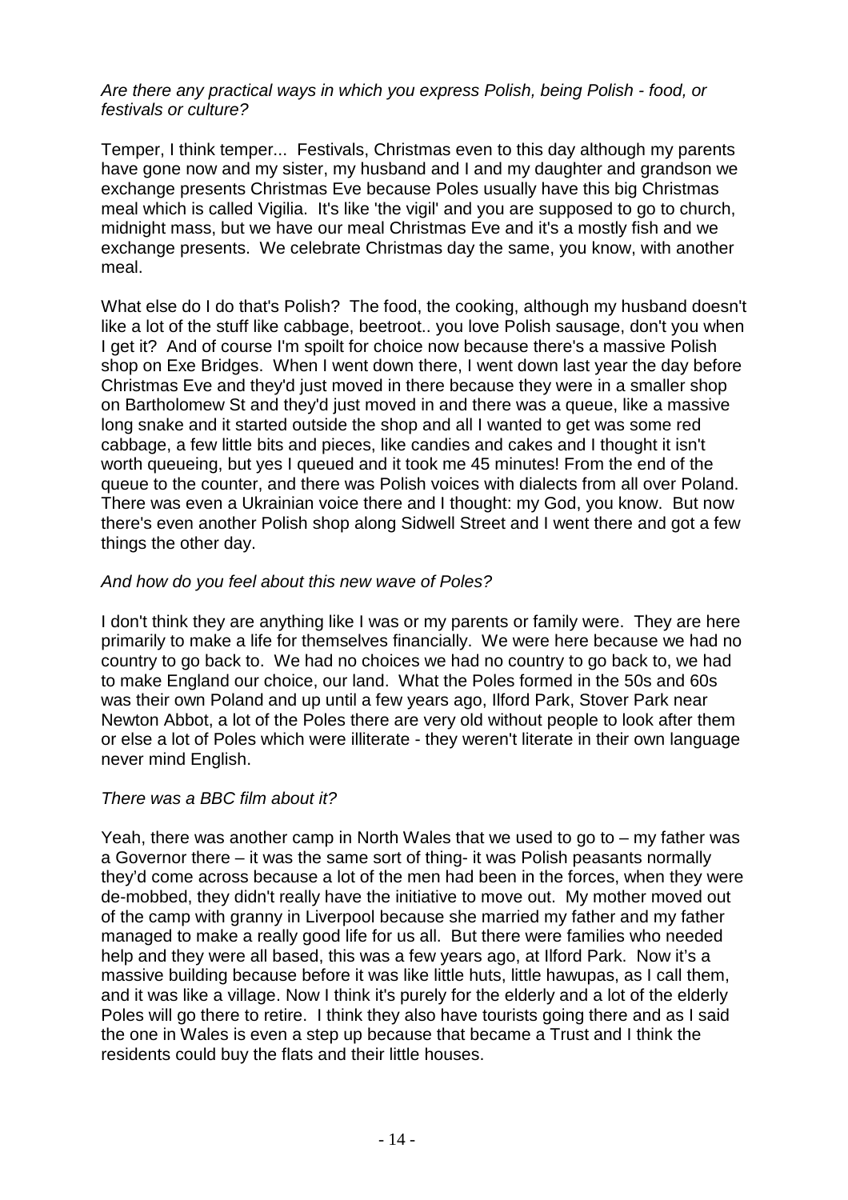*Are there any practical ways in which you express Polish, being Polish - food, or festivals or culture?*

Temper, I think temper... Festivals, Christmas even to this day although my parents have gone now and my sister, my husband and I and my daughter and grandson we exchange presents Christmas Eve because Poles usually have this big Christmas meal which is called Vigilia. It's like 'the vigil' and you are supposed to go to church, midnight mass, but we have our meal Christmas Eve and it's a mostly fish and we exchange presents. We celebrate Christmas day the same, you know, with another meal.

What else do I do that's Polish? The food, the cooking, although my husband doesn't like a lot of the stuff like cabbage, beetroot.. you love Polish sausage, don't you when I get it? And of course I'm spoilt for choice now because there's a massive Polish shop on Exe Bridges. When I went down there, I went down last year the day before Christmas Eve and they'd just moved in there because they were in a smaller shop on Bartholomew St and they'd just moved in and there was a queue, like a massive long snake and it started outside the shop and all I wanted to get was some red cabbage, a few little bits and pieces, like candies and cakes and I thought it isn't worth queueing, but yes I queued and it took me 45 minutes! From the end of the queue to the counter, and there was Polish voices with dialects from all over Poland. There was even a Ukrainian voice there and I thought: my God, you know. But now there's even another Polish shop along Sidwell Street and I went there and got a few things the other day.

*And how do you feel about this new wave of Poles?*

I don't think they are anything like I was or my parents or family were. They are here primarily to make a life for themselves financially. We were here because we had no country to go back to. We had no choices we had no country to go back to, we had to make England our choice, our land. What the Poles formed in the 50s and 60s was their own Poland and up until a few years ago, Ilford Park, Stover Park near Newton Abbot, a lot of the Poles there are very old without people to look after them or else a lot of Poles which were illiterate - they weren't literate in their own language never mind English.

*There was a BBC film about it?*

Yeah, there was another camp in North Wales that we used to go to – my father was a Governor there – it was the same sort of thing- it was Polish peasants normally they'd come across because a lot of the men had been in the forces, when they were de-mobbed, they didn't really have the initiative to move out. My mother moved out of the camp with granny in Liverpool because she married my father and my father managed to make a really good life for us all. But there were families who needed help and they were all based, this was a few years ago, at Ilford Park. Now it's a massive building because before it was like little huts, little hawupas, as I call them, and it was like a village. Now I think it's purely for the elderly and a lot of the elderly Poles will go there to retire. I think they also have tourists going there and as I said the one in Wales is even a step up because that became a Trust and I think the residents could buy the flats and their little houses.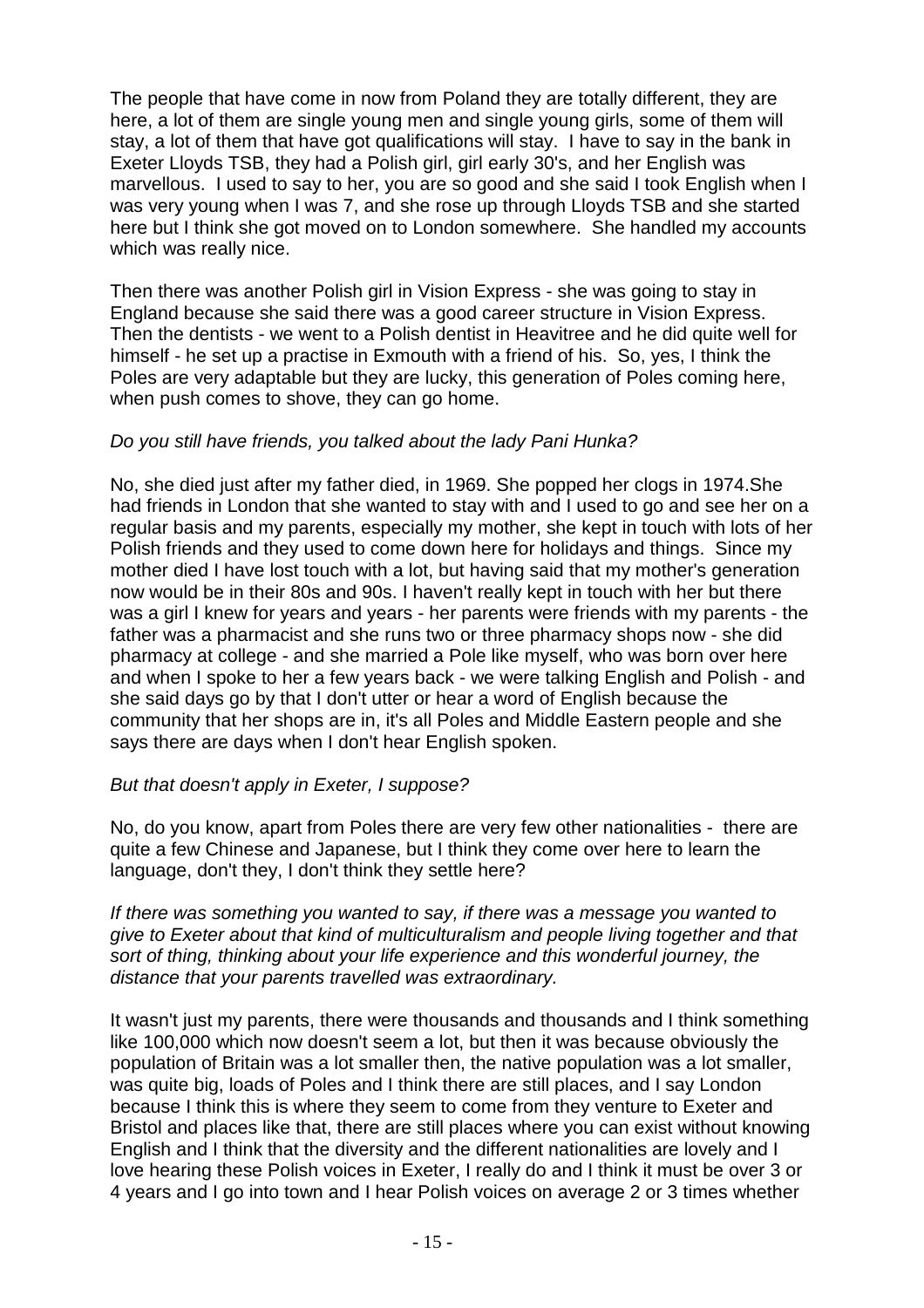The people that have come in now from Poland they are totally different, they are here, a lot of them are single young men and single young girls, some of them will stay, a lot of them that have got qualifications will stay. I have to say in the bank in Exeter Lloyds TSB, they had a Polish girl, girl early 30's, and her English was marvellous. I used to say to her, you are so good and she said I took English when I was very young when I was 7, and she rose up through Lloyds TSB and she started here but I think she got moved on to London somewhere. She handled my accounts which was really nice.

Then there was another Polish girl in Vision Express - she was going to stay in England because she said there was a good career structure in Vision Express. Then the dentists - we went to a Polish dentist in Heavitree and he did quite well for himself - he set up a practise in Exmouth with a friend of his. So, yes, I think the Poles are very adaptable but they are lucky, this generation of Poles coming here, when push comes to shove, they can go home.

*Do you still have friends, you talked about the lady Pani Hunka?*

No, she died just after my father died, in 1969. She popped her clogs in 1974.She had friends in London that she wanted to stay with and I used to go and see her on a regular basis and my parents, especially my mother, she kept in touch with lots of her Polish friends and they used to come down here for holidays and things. Since my mother died I have lost touch with a lot, but having said that my mother's generation now would be in their 80s and 90s. I haven't really kept in touch with her but there was a girl I knew for years and years - her parents were friends with my parents - the father was a pharmacist and she runs two or three pharmacy shops now - she did pharmacy at college - and she married a Pole like myself, who was born over here and when I spoke to her a few years back - we were talking English and Polish - and she said days go by that I don't utter or hear a word of English because the community that her shops are in, it's all Poles and Middle Eastern people and she says there are days when I don't hear English spoken.

*But that doesn't apply in Exeter, I suppose?*

No, do you know, apart from Poles there are very few other nationalities - there are quite a few Chinese and Japanese, but I think they come over here to learn the language, don't they, I don't think they settle here?

*If there was something you wanted to say, if there was a message you wanted to give to Exeter about that kind of multiculturalism and people living together and that sort of thing, thinking about your life experience and this wonderful journey, the distance that your parents travelled was extraordinary.*

It wasn't just my parents, there were thousands and thousands and I think something like 100,000 which now doesn't seem a lot, but then it was because obviously the population of Britain was a lot smaller then, the native population was a lot smaller, was quite big, loads of Poles and I think there are still places, and I say London because I think this is where they seem to come from they venture to Exeter and Bristol and places like that, there are still places where you can exist without knowing English and I think that the diversity and the different nationalities are lovely and I love hearing these Polish voices in Exeter, I really do and I think it must be over 3 or 4 years and I go into town and I hear Polish voices on average 2 or 3 times whether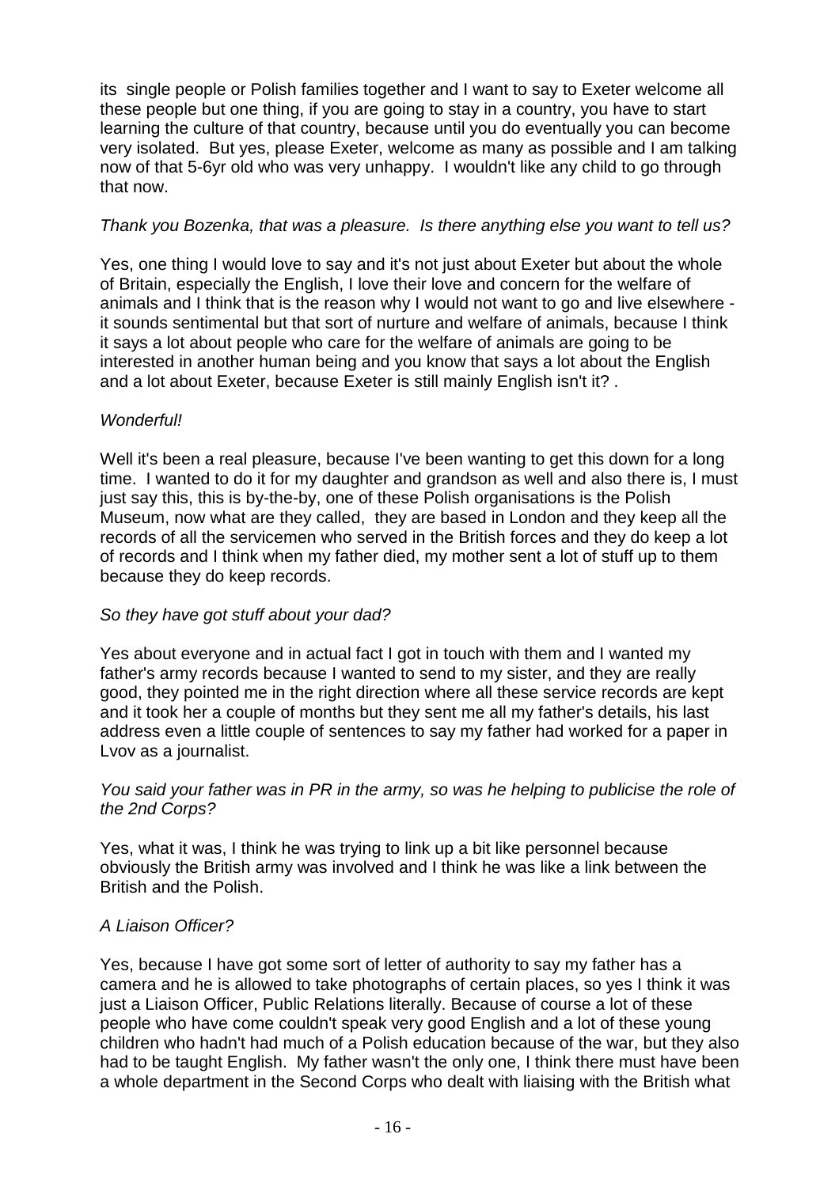its  single people or Polish families together and I want to say to Exeter welcome all these people but one thing, if you are going to stay in a country, you have to start learning the culture of that country, because until you do eventually you can become very isolated.  But yes, please Exeter, welcome as many as possible and I am talking now of that 5-6yr old who was very unhappy.  I wouldn't like any child to go through that now.

*Thank you Bozenka, that was a pleasure.  Is there anything else you want to tell us?*

Yes, one thing I would love to say and it's not just about Exeter but about the whole of Britain, especially the English, I love their love and concern for the welfare of animals and I think that is the reason why I would not want to go and live elsewhere - it sounds sentimental but that sort of nurture and welfare of animals, because I think it says a lot about people who care for the welfare of animals are going to be interested in another human being and you know that says a lot about the English and a lot about Exeter, because Exeter is still mainly English isn't it? .

*Wonderful!*

Well it's been a real pleasure, because I've been wanting to get this down for a long time.  I wanted to do it for my daughter and grandson as well and also there is, I must just say this, this is by-the-by, one of these Polish organisations is the Polish Museum, now what are they called,  they are based in London and they keep all the records of all the servicemen who served in the British forces and they do keep a lot of records and I think when my father died, my mother sent a lot of stuff up to them because they do keep records.

*So they have got stuff about your dad?*

Yes about everyone and in actual fact I got in touch with them and I wanted my father's army records because I wanted to send to my sister, and they are really good, they pointed me in the right direction where all these service records are kept and it took her a couple of months but they sent me all my father's details, his last address even a little couple of sentences to say my father had worked for a paper in Lvov as a journalist.

*You said your father was in PR in the army, so was he helping to publicise the role of the 2nd Corps?*

Yes, what it was, I think he was trying to link up a bit like personnel because obviously the British army was involved and I think he was like a link between the British and the Polish.

*A Liaison Officer?*

Yes, because I have got some sort of letter of authority to say my father has a camera and he is allowed to take photographs of certain places, so yes I think it was just a Liaison Officer, Public Relations literally. Because of course a lot of these people who have come couldn't speak very good English and a lot of these young children who hadn't had much of a Polish education because of the war, but they also had to be taught English.  My father wasn't the only one, I think there must have been a whole department in the Second Corps who dealt with liaising with the British what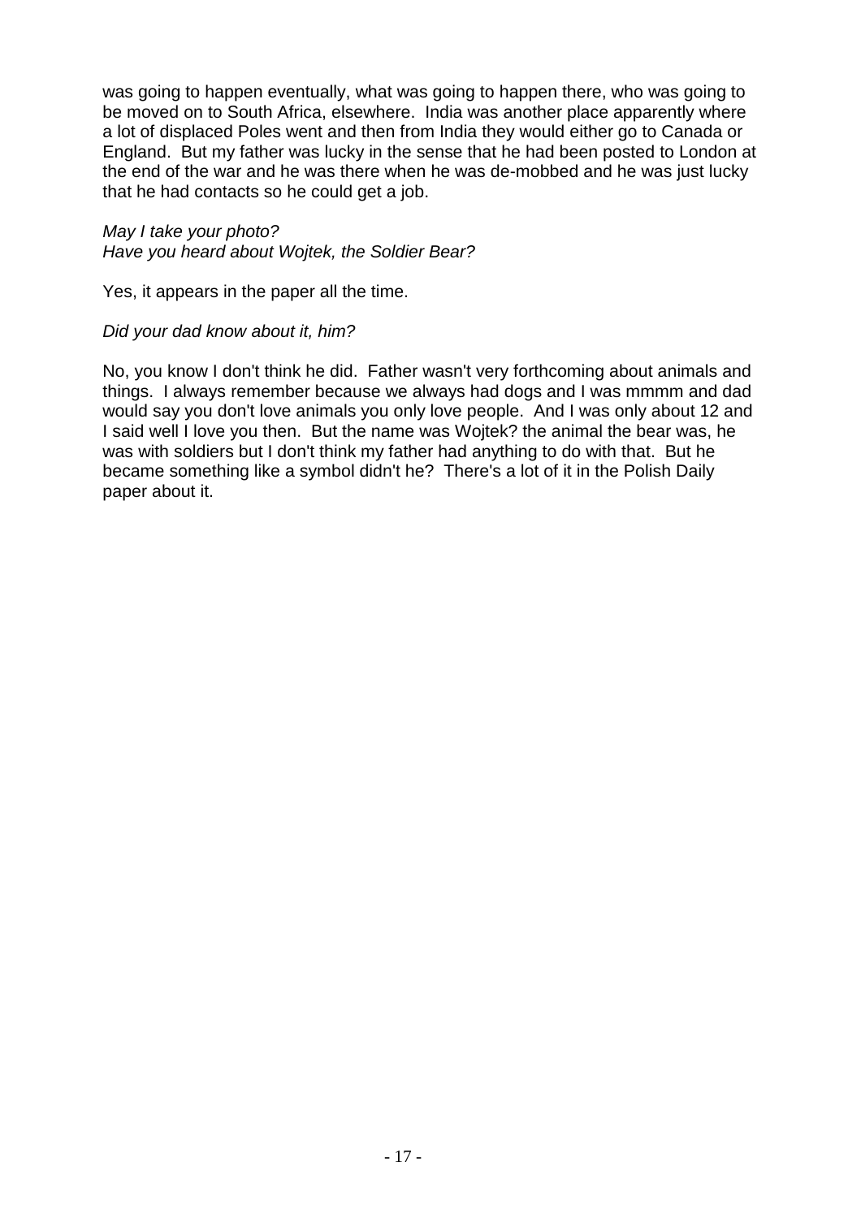was going to happen eventually, what was going to happen there, who was going to be moved on to South Africa, elsewhere. India was another place apparently where a lot of displaced Poles went and then from India they would either go to Canada or England. But my father was lucky in the sense that he had been posted to London at the end of the war and he was there when he was de-mobbed and he was just lucky that he had contacts so he could get a job.

*May I take your photo?*
*Have you heard about Wojtek, the Soldier Bear?*

Yes, it appears in the paper all the time.

*Did your dad know about it, him?*

No, you know I don't think he did. Father wasn't very forthcoming about animals and things. I always remember because we always had dogs and I was mmmm and dad would say you don't love animals you only love people. And I was only about 12 and I said well I love you then. But the name was Wojtek? the animal the bear was, he was with soldiers but I don't think my father had anything to do with that. But he became something like a symbol didn't he? There's a lot of it in the Polish Daily paper about it.